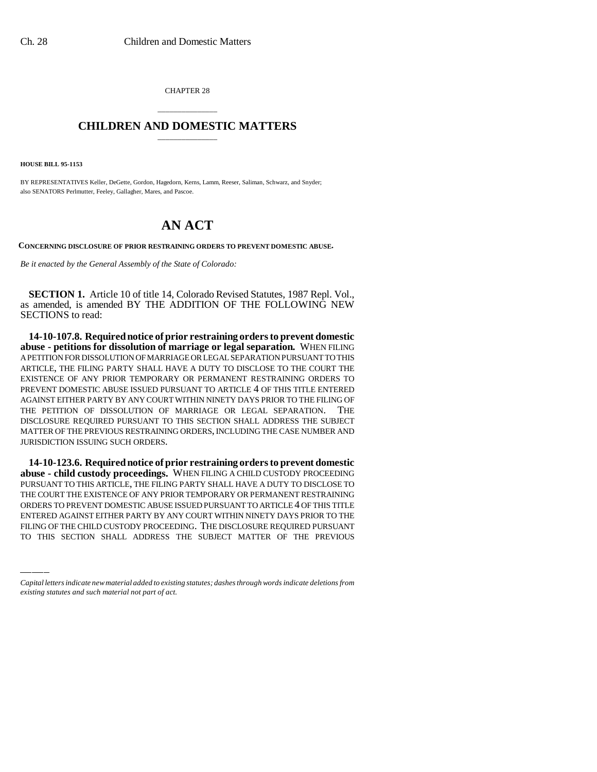CHAPTER 28

# CHILDREN AND DOMESTIC MATTERS

**HOUSE BILL 95-1153**

BY REPRESENTATIVES Keller, DeGette, Gordon, Hagedorn, Kerns, Lamm, Reeser, Saliman, Schwarz, and Snyder;
also SENATORS Perlmutter, Feeley, Gallagher, Mares, and Pascoe.

# AN ACT

**CONCERNING DISCLOSURE OF PRIOR RESTRAINING ORDERS TO PREVENT DOMESTIC ABUSE.**

*Be it enacted by the General Assembly of the State of Colorado:*

**SECTION 1.** Article 10 of title 14, Colorado Revised Statutes, 1987 Repl. Vol., as amended, is amended BY THE ADDITION OF THE FOLLOWING NEW SECTIONS to read:

**14-10-107.8. Required notice of prior restraining orders to prevent domestic abuse - petitions for dissolution of marriage or legal separation.** WHEN FILING A PETITION FOR DISSOLUTION OF MARRIAGE OR LEGAL SEPARATION PURSUANT TO THIS ARTICLE, THE FILING PARTY SHALL HAVE A DUTY TO DISCLOSE TO THE COURT THE EXISTENCE OF ANY PRIOR TEMPORARY OR PERMANENT RESTRAINING ORDERS TO PREVENT DOMESTIC ABUSE ISSUED PURSUANT TO ARTICLE 4 OF THIS TITLE ENTERED AGAINST EITHER PARTY BY ANY COURT WITHIN NINETY DAYS PRIOR TO THE FILING OF THE PETITION OF DISSOLUTION OF MARRIAGE OR LEGAL SEPARATION. THE DISCLOSURE REQUIRED PURSUANT TO THIS SECTION SHALL ADDRESS THE SUBJECT MATTER OF THE PREVIOUS RESTRAINING ORDERS, INCLUDING THE CASE NUMBER AND JURISDICTION ISSUING SUCH ORDERS.

**14-10-123.6. Required notice of prior restraining orders to prevent domestic abuse - child custody proceedings.** WHEN FILING A CHILD CUSTODY PROCEEDING PURSUANT TO THIS ARTICLE, THE FILING PARTY SHALL HAVE A DUTY TO DISCLOSE TO THE COURT THE EXISTENCE OF ANY PRIOR TEMPORARY OR PERMANENT RESTRAINING ORDERS TO PREVENT DOMESTIC ABUSE ISSUED PURSUANT TO ARTICLE 4 OF THIS TITLE ENTERED AGAINST EITHER PARTY BY ANY COURT WITHIN NINETY DAYS PRIOR TO THE FILING OF THE CHILD CUSTODY PROCEEDING. THE DISCLOSURE REQUIRED PURSUANT TO THIS SECTION SHALL ADDRESS THE SUBJECT MATTER OF THE PREVIOUS

*Capital letters indicate new material added to existing statutes; dashes through words indicate deletions from existing statutes and such material not part of act.*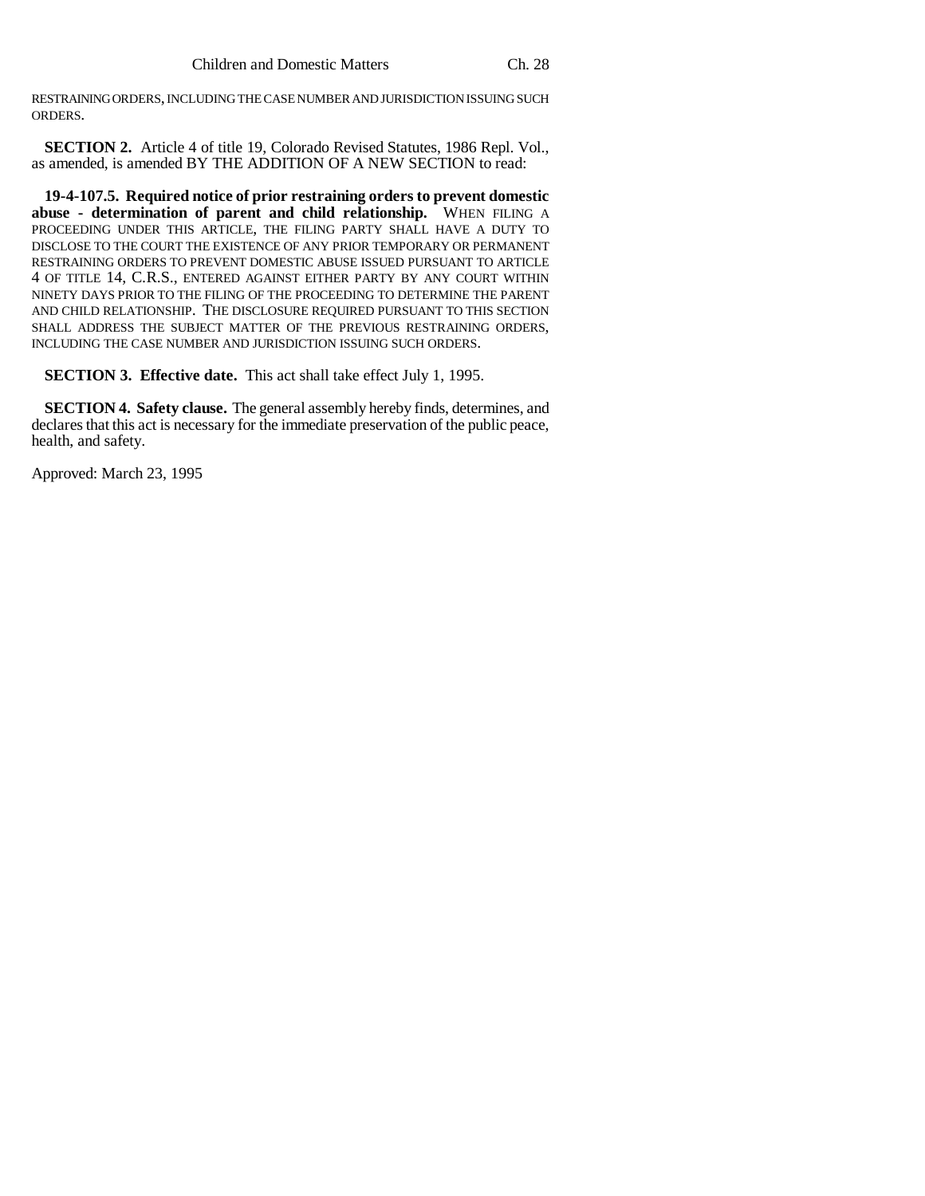RESTRAINING ORDERS, INCLUDING THE CASE NUMBER AND JURISDICTION ISSUING SUCH ORDERS.

**SECTION 2.** Article 4 of title 19, Colorado Revised Statutes, 1986 Repl. Vol., as amended, is amended BY THE ADDITION OF A NEW SECTION to read:

**19-4-107.5. Required notice of prior restraining orders to prevent domestic abuse - determination of parent and child relationship.** WHEN FILING A PROCEEDING UNDER THIS ARTICLE, THE FILING PARTY SHALL HAVE A DUTY TO DISCLOSE TO THE COURT THE EXISTENCE OF ANY PRIOR TEMPORARY OR PERMANENT RESTRAINING ORDERS TO PREVENT DOMESTIC ABUSE ISSUED PURSUANT TO ARTICLE 4 OF TITLE 14, C.R.S., ENTERED AGAINST EITHER PARTY BY ANY COURT WITHIN NINETY DAYS PRIOR TO THE FILING OF THE PROCEEDING TO DETERMINE THE PARENT AND CHILD RELATIONSHIP. THE DISCLOSURE REQUIRED PURSUANT TO THIS SECTION SHALL ADDRESS THE SUBJECT MATTER OF THE PREVIOUS RESTRAINING ORDERS, INCLUDING THE CASE NUMBER AND JURISDICTION ISSUING SUCH ORDERS.

**SECTION 3. Effective date.** This act shall take effect July 1, 1995.

**SECTION 4. Safety clause.** The general assembly hereby finds, determines, and declares that this act is necessary for the immediate preservation of the public peace, health, and safety.

Approved: March 23, 1995